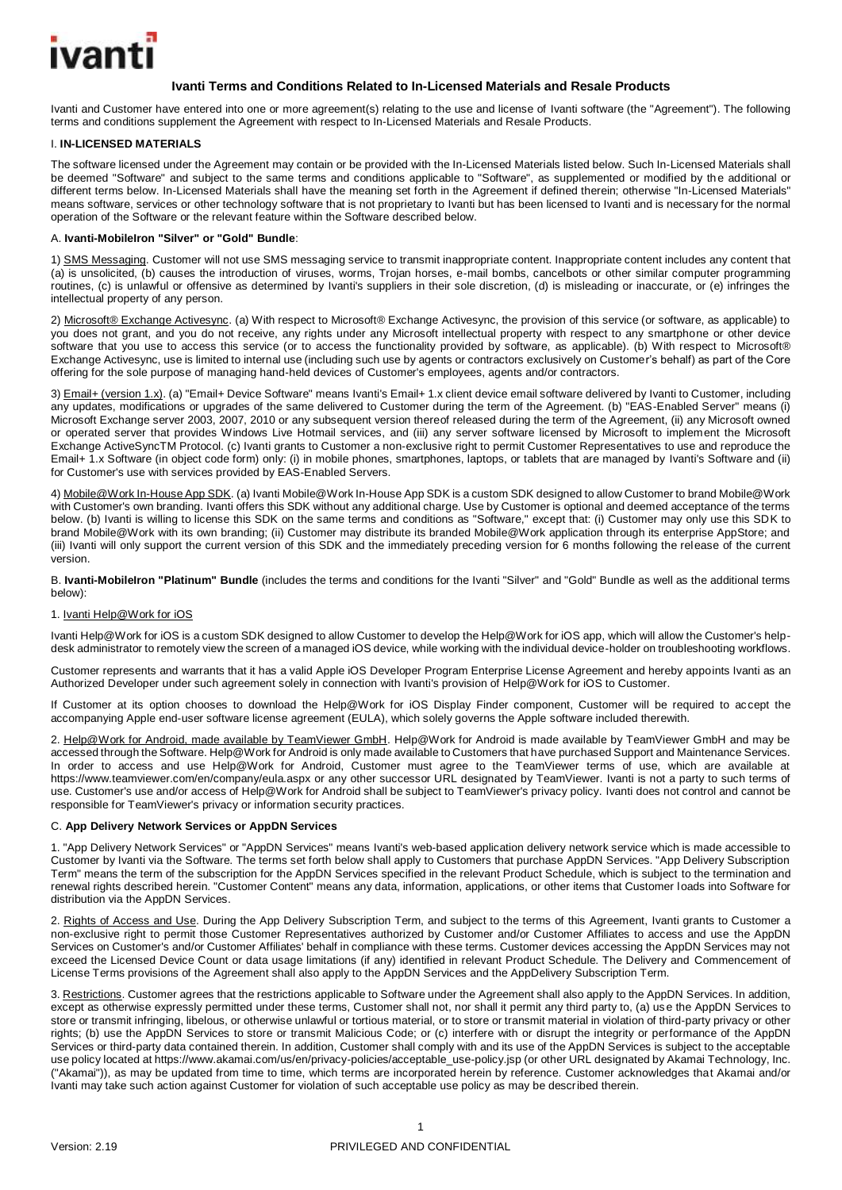# Ivanti Terms and Conditions Related to In-Licensed Materials and Resale Products

Ivanti and Customer have entered into one or more agreement(s) relating to the use and license of Ivanti software (the "Agreement"). The following terms and conditions supplement the Agreement with respect to In-Licensed Materials and Resale Products.

## I. IN-LICENSED MATERIALS

The software licensed under the Agreement may contain or be provided with the In-Licensed Materials listed below. Such In-Licensed Materials shall be deemed "Software" and subject to the same terms and conditions applicable to "Software", as supplemented or modified by the additional or different terms below. In-Licensed Materials shall have the meaning set forth in the Agreement if defined therein; otherwise "In-Licensed Materials" means software, services or other technology software that is not proprietary to Ivanti but has been licensed to Ivanti and is necessary for the normal operation of the Software or the relevant feature within the Software described below.

### A. Ivanti-MobileIron "Silver" or "Gold" Bundle:

1) SMS Messaging. Customer will not use SMS messaging service to transmit inappropriate content. Inappropriate content includes any content that (a) is unsolicited, (b) causes the introduction of viruses, worms, Trojan horses, e-mail bombs, cancelbots or other similar computer programming routines, (c) is unlawful or offensive as determined by Ivanti's suppliers in their sole discretion, (d) is misleading or inaccurate, or (e) infringes the intellectual property of any person.

2) Microsoft® Exchange Activesync. (a) With respect to Microsoft® Exchange Activesync, the provision of this service (or software, as applicable) to you does not grant, and you do not receive, any rights under any Microsoft intellectual property with respect to any smartphone or other device software that you use to access this service (or to access the functionality provided by software, as applicable). (b) With respect to Microsoft® Exchange Activesync, use is limited to internal use (including such use by agents or contractors exclusively on Customer's behalf) as part of the Core offering for the sole purpose of managing hand-held devices of Customer's employees, agents and/or contractors.

3) Email+ (version 1.x). (a) "Email+ Device Software" means Ivanti's Email+ 1.x client device email software delivered by Ivanti to Customer, including any updates, modifications or upgrades of the same delivered to Customer during the term of the Agreement. (b) "EAS-Enabled Server" means (i) Microsoft Exchange server 2003, 2007, 2010 or any subsequent version thereof released during the term of the Agreement, (ii) any Microsoft owned or operated server that provides Windows Live Hotmail services, and (iii) any server software licensed by Microsoft to implement the Microsoft Exchange ActiveSyncTM Protocol. (c) Ivanti grants to Customer a non-exclusive right to permit Customer Representatives to use and reproduce the Email+ 1.x Software (in object code form) only: (i) in mobile phones, smartphones, laptops, or tablets that are managed by Ivanti's Software and (ii) for Customer's use with services provided by EAS-Enabled Servers.

4) Mobile@Work In-House App SDK. (a) Ivanti Mobile@Work In-House App SDK is a custom SDK designed to allow Customer to brand Mobile@Work with Customer's own branding. Ivanti offers this SDK without any additional charge. Use by Customer is optional and deemed acceptance of the terms below. (b) Ivanti is willing to license this SDK on the same terms and conditions as "Software," except that: (i) Customer may only use this SDK to brand Mobile@Work with its own branding; (ii) Customer may distribute its branded Mobile@Work application through its enterprise AppStore; and (iii) Ivanti will only support the current version of this SDK and the immediately preceding version for 6 months following the release of the current version.

### B. Ivanti-MobileIron "Platinum" Bundle (includes the terms and conditions for the Ivanti "Silver" and "Gold" Bundle as well as the additional terms below):

1. Ivanti Help@Work for iOS

Ivanti Help@Work for iOS is a custom SDK designed to allow Customer to develop the Help@Work for iOS app, which will allow the Customer's help-desk administrator to remotely view the screen of a managed iOS device, while working with the individual device-holder on troubleshooting workflows.

Customer represents and warrants that it has a valid Apple iOS Developer Program Enterprise License Agreement and hereby appoints Ivanti as an Authorized Developer under such agreement solely in connection with Ivanti's provision of Help@Work for iOS to Customer.

If Customer at its option chooses to download the Help@Work for iOS Display Finder component, Customer will be required to accept the accompanying Apple end-user software license agreement (EULA), which solely governs the Apple software included therewith.

2. Help@Work for Android, made available by TeamViewer GmbH. Help@Work for Android is made available by TeamViewer GmbH and may be accessed through the Software. Help@Work for Android is only made available to Customers that have purchased Support and Maintenance Services. In order to access and use Help@Work for Android, Customer must agree to the TeamViewer terms of use, which are available at https://www.teamviewer.com/en/company/eula.aspx or any other successor URL designated by TeamViewer. Ivanti is not a party to such terms of use. Customer's use and/or access of Help@Work for Android shall be subject to TeamViewer's privacy policy. Ivanti does not control and cannot be responsible for TeamViewer's privacy or information security practices.

### C. App Delivery Network Services or AppDN Services

1. "App Delivery Network Services" or "AppDN Services" means Ivanti's web-based application delivery network service which is made accessible to Customer by Ivanti via the Software. The terms set forth below shall apply to Customers that purchase AppDN Services. "App Delivery Subscription Term" means the term of the subscription for the AppDN Services specified in the relevant Product Schedule, which is subject to the termination and renewal rights described herein. "Customer Content" means any data, information, applications, or other items that Customer loads into Software for distribution via the AppDN Services.

2. Rights of Access and Use. During the App Delivery Subscription Term, and subject to the terms of this Agreement, Ivanti grants to Customer a non-exclusive right to permit those Customer Representatives authorized by Customer and/or Customer Affiliates to access and use the AppDN Services on Customer's and/or Customer Affiliates' behalf in compliance with these terms. Customer devices accessing the AppDN Services may not exceed the Licensed Device Count or data usage limitations (if any) identified in relevant Product Schedule. The Delivery and Commencement of License Terms provisions of the Agreement shall also apply to the AppDN Services and the AppDelivery Subscription Term.

3. Restrictions. Customer agrees that the restrictions applicable to Software under the Agreement shall also apply to the AppDN Services. In addition, except as otherwise expressly permitted under these terms, Customer shall not, nor shall it permit any third party to, (a) use the AppDN Services to store or transmit infringing, libelous, or otherwise unlawful or tortious material, or to store or transmit material in violation of third-party privacy or other rights; (b) use the AppDN Services to store or transmit Malicious Code; or (c) interfere with or disrupt the integrity or performance of the AppDN Services or third-party data contained therein. In addition, Customer shall comply with and its use of the AppDN Services is subject to the acceptable use policy located at https://www.akamai.com/us/en/privacy-policies/acceptable_use-policy.jsp (or other URL designated by Akamai Technology, Inc. ("Akamai")), as may be updated from time to time, which terms are incorporated herein by reference. Customer acknowledges that Akamai and/or Ivanti may take such action against Customer for violation of such acceptable use policy as may be described therein.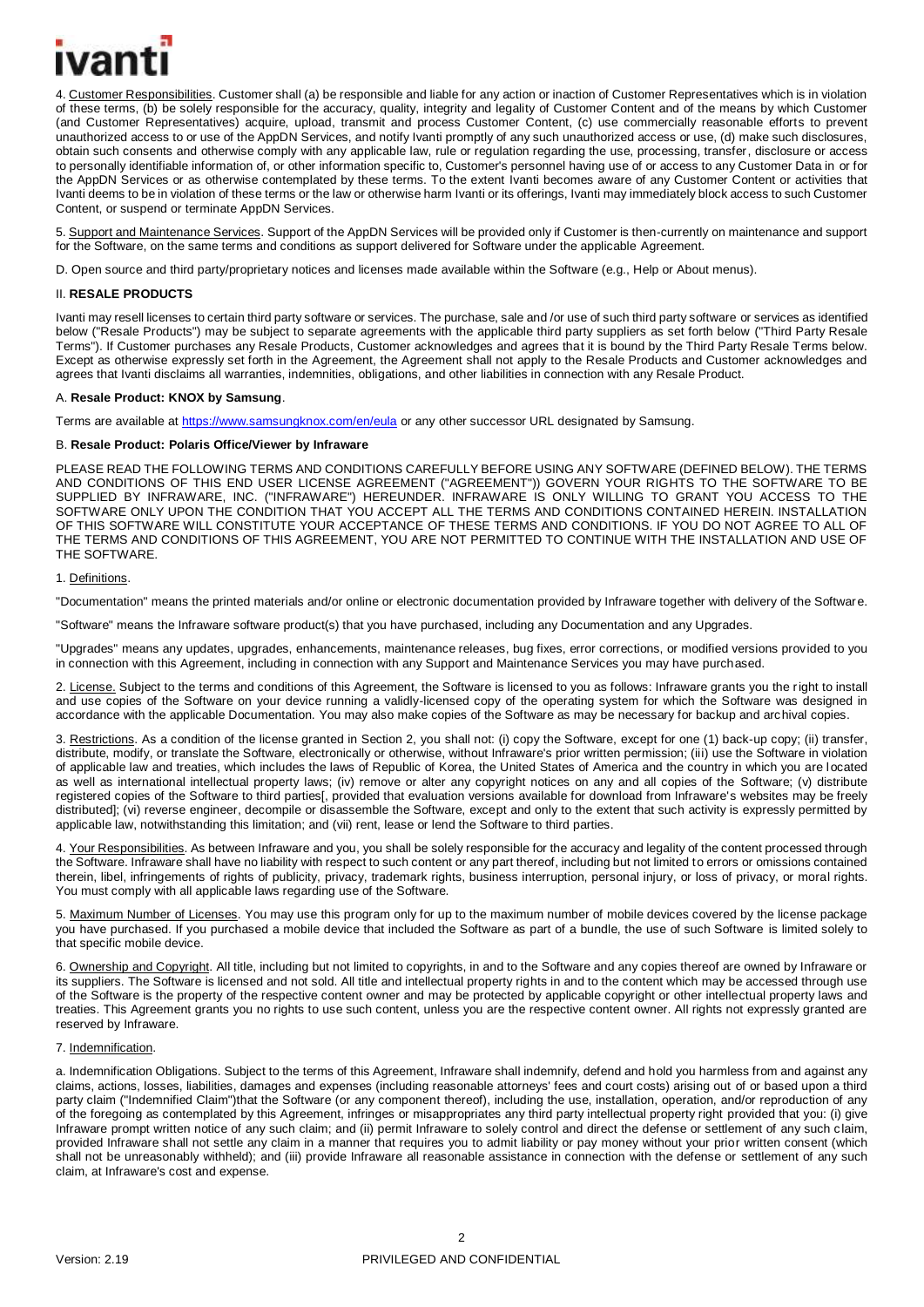4. Customer Responsibilities. Customer shall (a) be responsible and liable for any action or inaction of Customer Representatives which is in violation of these terms, (b) be solely responsible for the accuracy, quality, integrity and legality of Customer Content and of the means by which Customer (and Customer Representatives) acquire, upload, transmit and process Customer Content, (c) use commercially reasonable efforts to prevent unauthorized access to or use of the AppDN Services, and notify Ivanti promptly of any such unauthorized access or use, (d) make such disclosures, obtain such consents and otherwise comply with any applicable law, rule or regulation regarding the use, processing, transfer, disclosure or access to personally identifiable information of, or other information specific to, Customer's personnel having use of or access to any Customer Data in or for the AppDN Services or as otherwise contemplated by these terms. To the extent Ivanti becomes aware of any Customer Content or activities that Ivanti deems to be in violation of these terms or the law or otherwise harm Ivanti or its offerings, Ivanti may immediately block access to such Customer Content, or suspend or terminate AppDN Services.

5. Support and Maintenance Services. Support of the AppDN Services will be provided only if Customer is then-currently on maintenance and support for the Software, on the same terms and conditions as support delivered for Software under the applicable Agreement.

D. Open source and third party/proprietary notices and licenses made available within the Software (e.g., Help or About menus).

II. **RESALE PRODUCTS**

Ivanti may resell licenses to certain third party software or services. The purchase, sale and /or use of such third party software or services as identified below ("Resale Products") may be subject to separate agreements with the applicable third party suppliers as set forth below ("Third Party Resale Terms"). If Customer purchases any Resale Products, Customer acknowledges and agrees that it is bound by the Third Party Resale Terms below. Except as otherwise expressly set forth in the Agreement, the Agreement shall not apply to the Resale Products and Customer acknowledges and agrees that Ivanti disclaims all warranties, indemnities, obligations, and other liabilities in connection with any Resale Product.

A. **Resale Product: KNOX by Samsung**.

Terms are available at https://www.samsungknox.com/en/eula or any other successor URL designated by Samsung.

B. **Resale Product: Polaris Office/Viewer by Infraware**

PLEASE READ THE FOLLOWING TERMS AND CONDITIONS CAREFULLY BEFORE USING ANY SOFTWARE (DEFINED BELOW). THE TERMS AND CONDITIONS OF THIS END USER LICENSE AGREEMENT ("AGREEMENT")) GOVERN YOUR RIGHTS TO THE SOFTWARE TO BE SUPPLIED BY INFRAWARE, INC. ("INFRAWARE") HEREUNDER. INFRAWARE IS ONLY WILLING TO GRANT YOU ACCESS TO THE SOFTWARE ONLY UPON THE CONDITION THAT YOU ACCEPT ALL THE TERMS AND CONDITIONS CONTAINED HEREIN. INSTALLATION OF THIS SOFTWARE WILL CONSTITUTE YOUR ACCEPTANCE OF THESE TERMS AND CONDITIONS. IF YOU DO NOT AGREE TO ALL OF THE TERMS AND CONDITIONS OF THIS AGREEMENT, YOU ARE NOT PERMITTED TO CONTINUE WITH THE INSTALLATION AND USE OF THE SOFTWARE.

1. Definitions.

"Documentation" means the printed materials and/or online or electronic documentation provided by Infraware together with delivery of the Software.

"Software" means the Infraware software product(s) that you have purchased, including any Documentation and any Upgrades.

"Upgrades" means any updates, upgrades, enhancements, maintenance releases, bug fixes, error corrections, or modified versions provided to you in connection with this Agreement, including in connection with any Support and Maintenance Services you may have purchased.

2. License. Subject to the terms and conditions of this Agreement, the Software is licensed to you as follows: Infraware grants you the right to install and use copies of the Software on your device running a validly-licensed copy of the operating system for which the Software was designed in accordance with the applicable Documentation. You may also make copies of the Software as may be necessary for backup and archival copies.

3. Restrictions. As a condition of the license granted in Section 2, you shall not: (i) copy the Software, except for one (1) back-up copy; (ii) transfer, distribute, modify, or translate the Software, electronically or otherwise, without Infraware's prior written permission; (iii) use the Software in violation of applicable law and treaties, which includes the laws of Republic of Korea, the United States of America and the country in which you are located as well as international intellectual property laws; (iv) remove or alter any copyright notices on any and all copies of the Software; (v) distribute registered copies of the Software to third parties[, provided that evaluation versions available for download from Infraware's websites may be freely distributed]; (vi) reverse engineer, decompile or disassemble the Software, except and only to the extent that such activity is expressly permitted by applicable law, notwithstanding this limitation; and (vii) rent, lease or lend the Software to third parties.

4. Your Responsibilities. As between Infraware and you, you shall be solely responsible for the accuracy and legality of the content processed through the Software. Infraware shall have no liability with respect to such content or any part thereof, including but not limited to errors or omissions contained therein, libel, infringements of rights of publicity, privacy, trademark rights, business interruption, personal injury, or loss of privacy, or moral rights. You must comply with all applicable laws regarding use of the Software.

5. Maximum Number of Licenses. You may use this program only for up to the maximum number of mobile devices covered by the license package you have purchased. If you purchased a mobile device that included the Software as part of a bundle, the use of such Software is limited solely to that specific mobile device.

6. Ownership and Copyright. All title, including but not limited to copyrights, in and to the Software and any copies thereof are owned by Infraware or its suppliers. The Software is licensed and not sold. All title and intellectual property rights in and to the content which may be accessed through use of the Software is the property of the respective content owner and may be protected by applicable copyright or other intellectual property laws and treaties. This Agreement grants you no rights to use such content, unless you are the respective content owner. All rights not expressly granted are reserved by Infraware.

7. Indemnification.

a. Indemnification Obligations. Subject to the terms of this Agreement, Infraware shall indemnify, defend and hold you harmless from and against any claims, actions, losses, liabilities, damages and expenses (including reasonable attorneys' fees and court costs) arising out of or based upon a third party claim ("Indemnified Claim")that the Software (or any component thereof), including the use, installation, operation, and/or reproduction of any of the foregoing as contemplated by this Agreement, infringes or misappropriates any third party intellectual property right provided that you: (i) give Infraware prompt written notice of any such claim; and (ii) permit Infraware to solely control and direct the defense or settlement of any such claim, provided Infraware shall not settle any claim in a manner that requires you to admit liability or pay money without your prior written consent (which shall not be unreasonably withheld); and (iii) provide Infraware all reasonable assistance in connection with the defense or settlement of any such claim, at Infraware's cost and expense.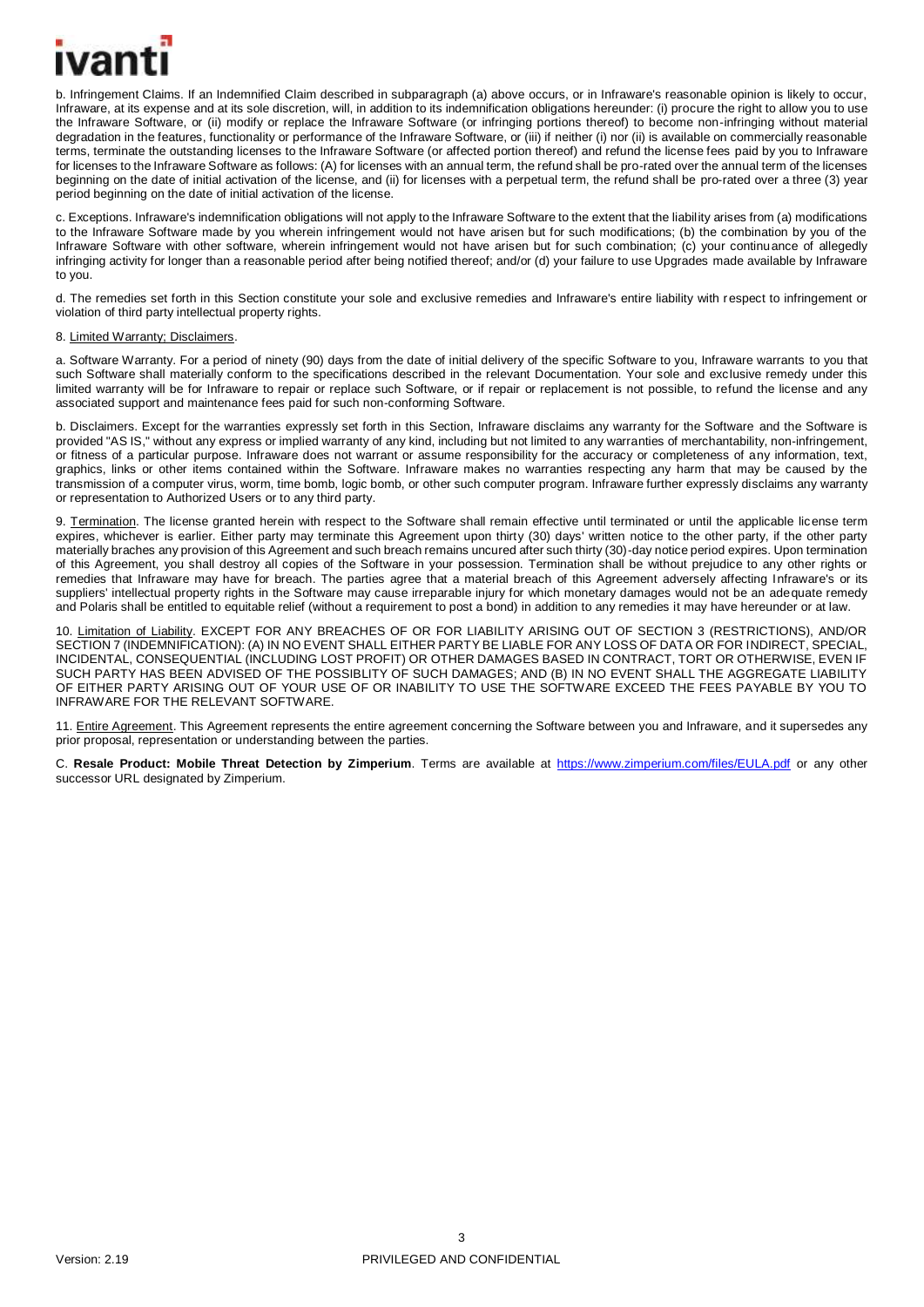b. Infringement Claims. If an Indemnified Claim described in subparagraph (a) above occurs, or in Infraware's reasonable opinion is likely to occur, Infraware, at its expense and at its sole discretion, will, in addition to its indemnification obligations hereunder: (i) procure the right to allow you to use the Infraware Software, or (ii) modify or replace the Infraware Software (or infringing portions thereof) to become non-infringing without material degradation in the features, functionality or performance of the Infraware Software, or (iii) if neither (i) nor (ii) is available on commercially reasonable terms, terminate the outstanding licenses to the Infraware Software (or affected portion thereof) and refund the license fees paid by you to Infraware for licenses to the Infraware Software as follows: (A) for licenses with an annual term, the refund shall be pro-rated over the annual term of the licenses beginning on the date of initial activation of the license, and (ii) for licenses with a perpetual term, the refund shall be pro-rated over a three (3) year period beginning on the date of initial activation of the license.

c. Exceptions. Infraware's indemnification obligations will not apply to the Infraware Software to the extent that the liability arises from (a) modifications to the Infraware Software made by you wherein infringement would not have arisen but for such modifications; (b) the combination by you of the Infraware Software with other software, wherein infringement would not have arisen but for such combination; (c) your continuance of allegedly infringing activity for longer than a reasonable period after being notified thereof; and/or (d) your failure to use Upgrades made available by Infraware to you.

d. The remedies set forth in this Section constitute your sole and exclusive remedies and Infraware's entire liability with respect to infringement or violation of third party intellectual property rights.

8. Limited Warranty; Disclaimers.

a. Software Warranty. For a period of ninety (90) days from the date of initial delivery of the specific Software to you, Infraware warrants to you that such Software shall materially conform to the specifications described in the relevant Documentation. Your sole and exclusive remedy under this limited warranty will be for Infraware to repair or replace such Software, or if repair or replacement is not possible, to refund the license and any associated support and maintenance fees paid for such non-conforming Software.

b. Disclaimers. Except for the warranties expressly set forth in this Section, Infraware disclaims any warranty for the Software and the Software is provided "AS IS," without any express or implied warranty of any kind, including but not limited to any warranties of merchantability, non-infringement, or fitness of a particular purpose. Infraware does not warrant or assume responsibility for the accuracy or completeness of any information, text, graphics, links or other items contained within the Software. Infraware makes no warranties respecting any harm that may be caused by the transmission of a computer virus, worm, time bomb, logic bomb, or other such computer program. Infraware further expressly disclaims any warranty or representation to Authorized Users or to any third party.

9. Termination. The license granted herein with respect to the Software shall remain effective until terminated or until the applicable license term expires, whichever is earlier. Either party may terminate this Agreement upon thirty (30) days' written notice to the other party, if the other party materially braches any provision of this Agreement and such breach remains uncured after such thirty (30)-day notice period expires. Upon termination of this Agreement, you shall destroy all copies of the Software in your possession. Termination shall be without prejudice to any other rights or remedies that Infraware may have for breach. The parties agree that a material breach of this Agreement adversely affecting Infraware's or its suppliers' intellectual property rights in the Software may cause irreparable injury for which monetary damages would not be an adequate remedy and Polaris shall be entitled to equitable relief (without a requirement to post a bond) in addition to any remedies it may have hereunder or at law.

10. Limitation of Liability. EXCEPT FOR ANY BREACHES OF OR FOR LIABILITY ARISING OUT OF SECTION 3 (RESTRICTIONS), AND/OR SECTION 7 (INDEMNIFICATION): (A) IN NO EVENT SHALL EITHER PARTY BE LIABLE FOR ANY LOSS OF DATA OR FOR INDIRECT, SPECIAL, INCIDENTAL, CONSEQUENTIAL (INCLUDING LOST PROFIT) OR OTHER DAMAGES BASED IN CONTRACT, TORT OR OTHERWISE, EVEN IF SUCH PARTY HAS BEEN ADVISED OF THE POSSIBLITY OF SUCH DAMAGES; AND (B) IN NO EVENT SHALL THE AGGREGATE LIABILITY OF EITHER PARTY ARISING OUT OF YOUR USE OF OR INABILITY TO USE THE SOFTWARE EXCEED THE FEES PAYABLE BY YOU TO INFRAWARE FOR THE RELEVANT SOFTWARE.

11. Entire Agreement. This Agreement represents the entire agreement concerning the Software between you and Infraware, and it supersedes any prior proposal, representation or understanding between the parties.

C. **Resale Product: Mobile Threat Detection by Zimperium**. Terms are available at https://www.zimperium.com/files/EULA.pdf or any other successor URL designated by Zimperium.